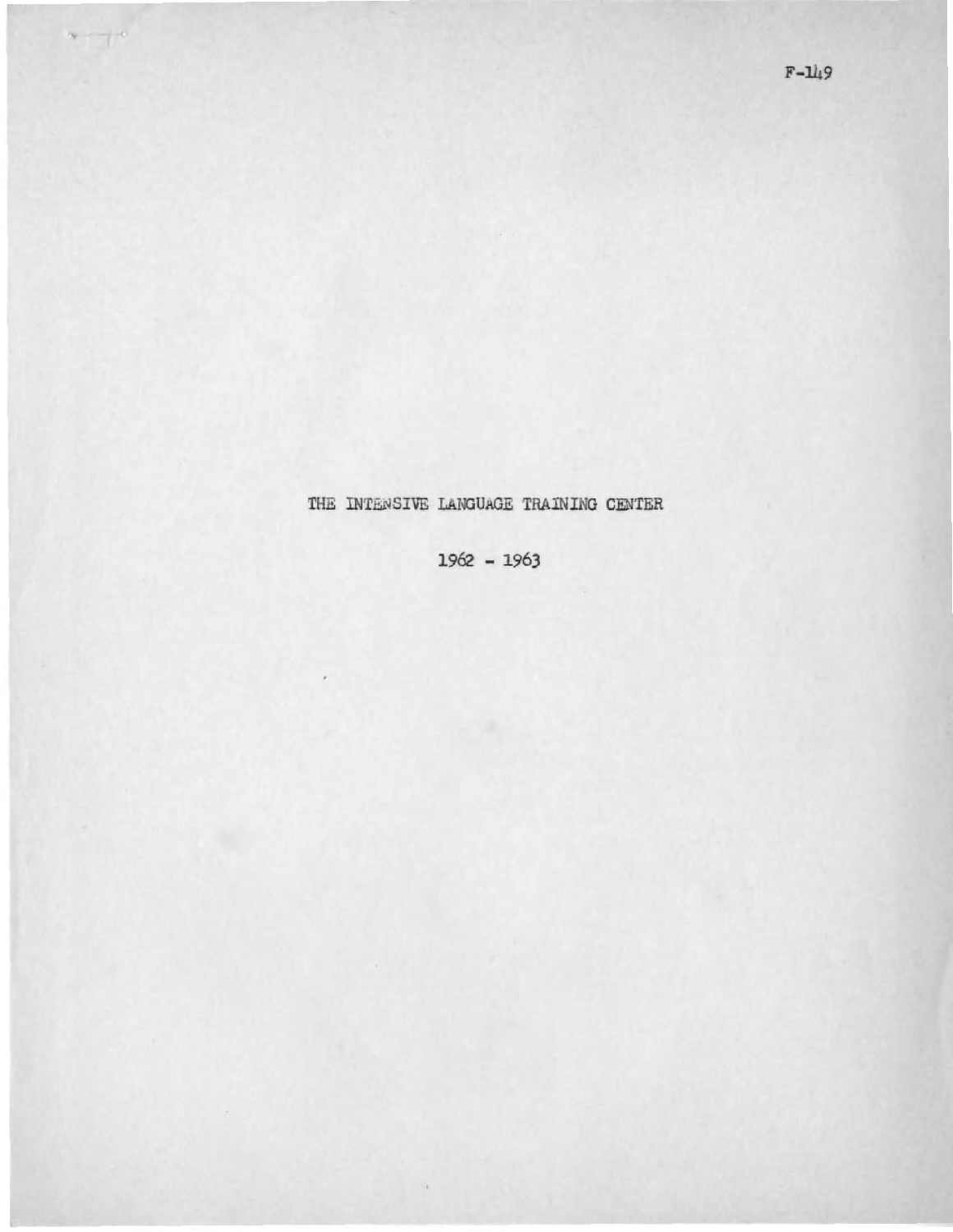F-149

# THE INTENSIVE LANGUAGE TRAINING CENTER

## 1962 - 1963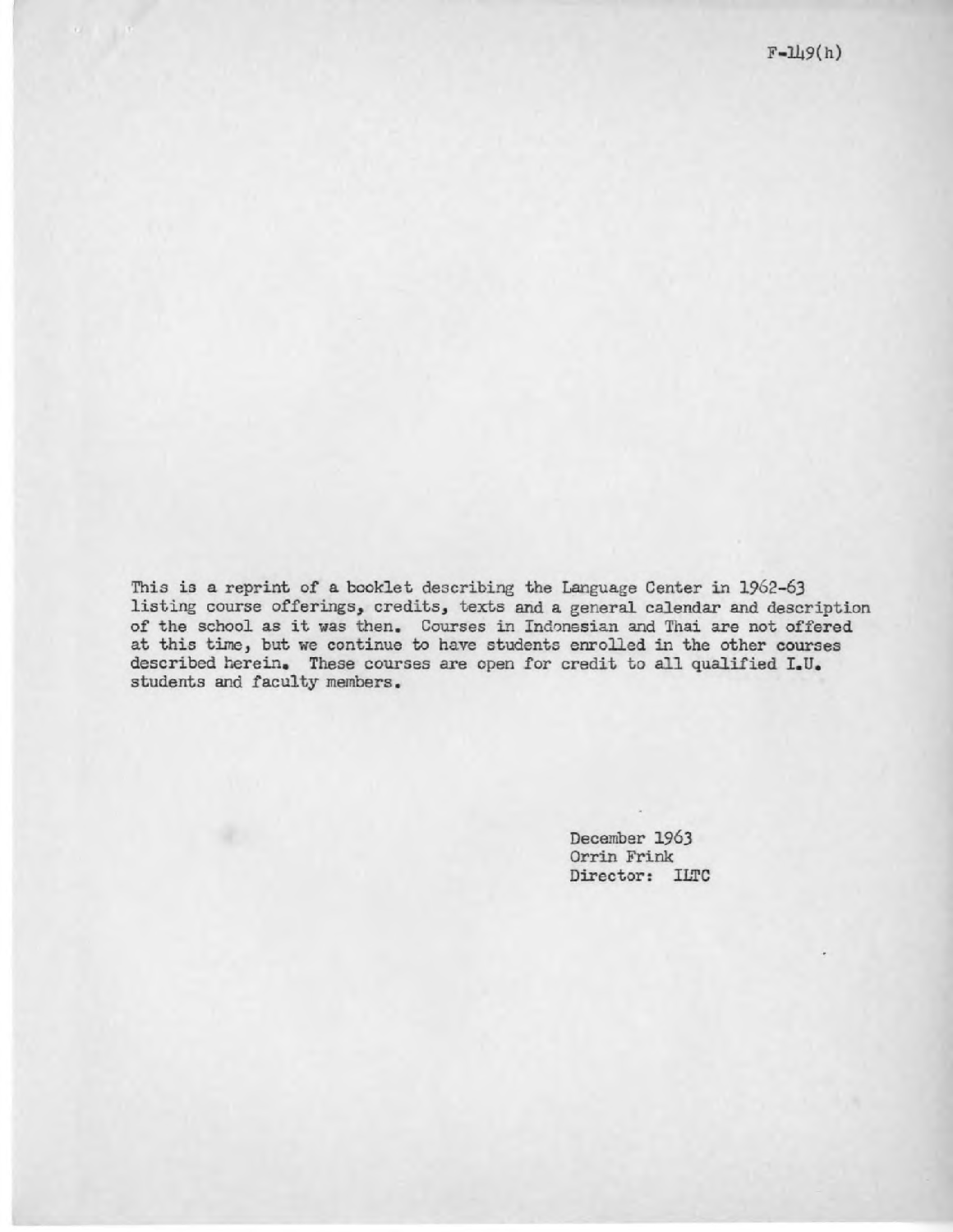F-149(h)

This is a reprint of a booklet describing the Language Center in 1962-63 listing course offerings, credits, texts and a general calendar and description of the school as it was then. Courses in Indonesian and Thai are not offered at this time, but we continue to have students enrolled in the other courses described herein. These courses are open for credit to all qualified I.U. students and faculty members.

December 1963
Orrin Frink
Director: ILTC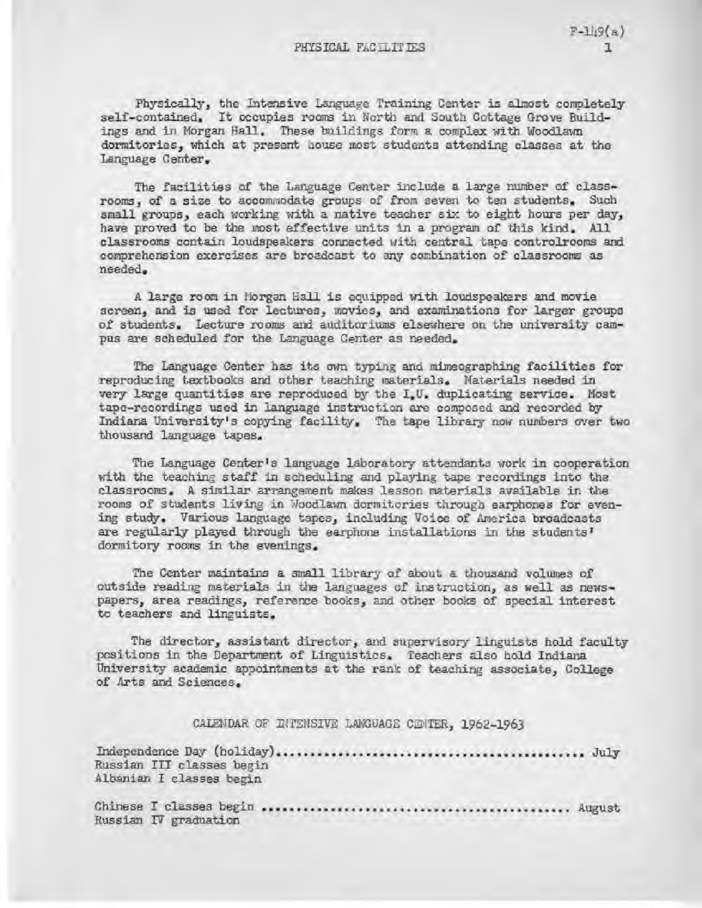## PHYSICAL FACILITIES

Physically, the Intensive Language Training Center is almost completely self-contained. It occupies rooms in North and South Cottage Grove Buildings and in Morgan Hall. These buildings form a complex with Woodlawn dormitories, which at present house most students attending classes at the Language Center.

The facilities of the Language Center include a large number of classrooms, of a size to accommodate groups of from seven to ten students. Such small groups, each working with a native teacher six to eight hours per day, have proved to be the most effective units in a program of this kind. All classrooms contain loudspeakers connected with central tape controlrooms and comprehension exercises are broadcast to any combination of classrooms as needed.

A large room in Morgan Hall is equipped with loudspeakers and movie screen, and is used for lectures, movies, and examinations for larger groups of students. Lecture rooms and auditoriums elsewhere on the university campus are scheduled for the Language Center as needed.

The Language Center has its own typing and mimeographing facilities for reproducing textbooks and other teaching materials. Materials needed in very large quantities are reproduced by the I.U. duplicating service. Most tape-recordings used in language instruction are composed and recorded by Indiana University's copying facility. The tape library now numbers over two thousand language tapes.

The Language Center's language laboratory attendants work in cooperation with the teaching staff in scheduling and playing tape recordings into the classrooms. A similar arrangement makes lesson materials available in the rooms of students living in Woodlawn dormitories through earphones for evening study. Various language tapes, including Voice of America broadcasts are regularly played through the earphone installations in the students' dormitory rooms in the evenings.

The Center maintains a small library of about a thousand volumes of outside reading materials in the languages of instruction, as well as newspapers, area readings, reference books, and other books of special interest to teachers and linguists.

The director, assistant director, and supervisory linguists hold faculty positions in the Department of Linguistics. Teachers also hold Indiana University academic appointments at the rank of teaching associate, College of Arts and Sciences.

## CALENDAR OF INTENSIVE LANGUAGE CENTER, 1962-1963

Independence Day (holiday)............................................ July
Russian III classes begin
Albanian I classes begin

Chinese I classes begin ............................................ August
Russian IV graduation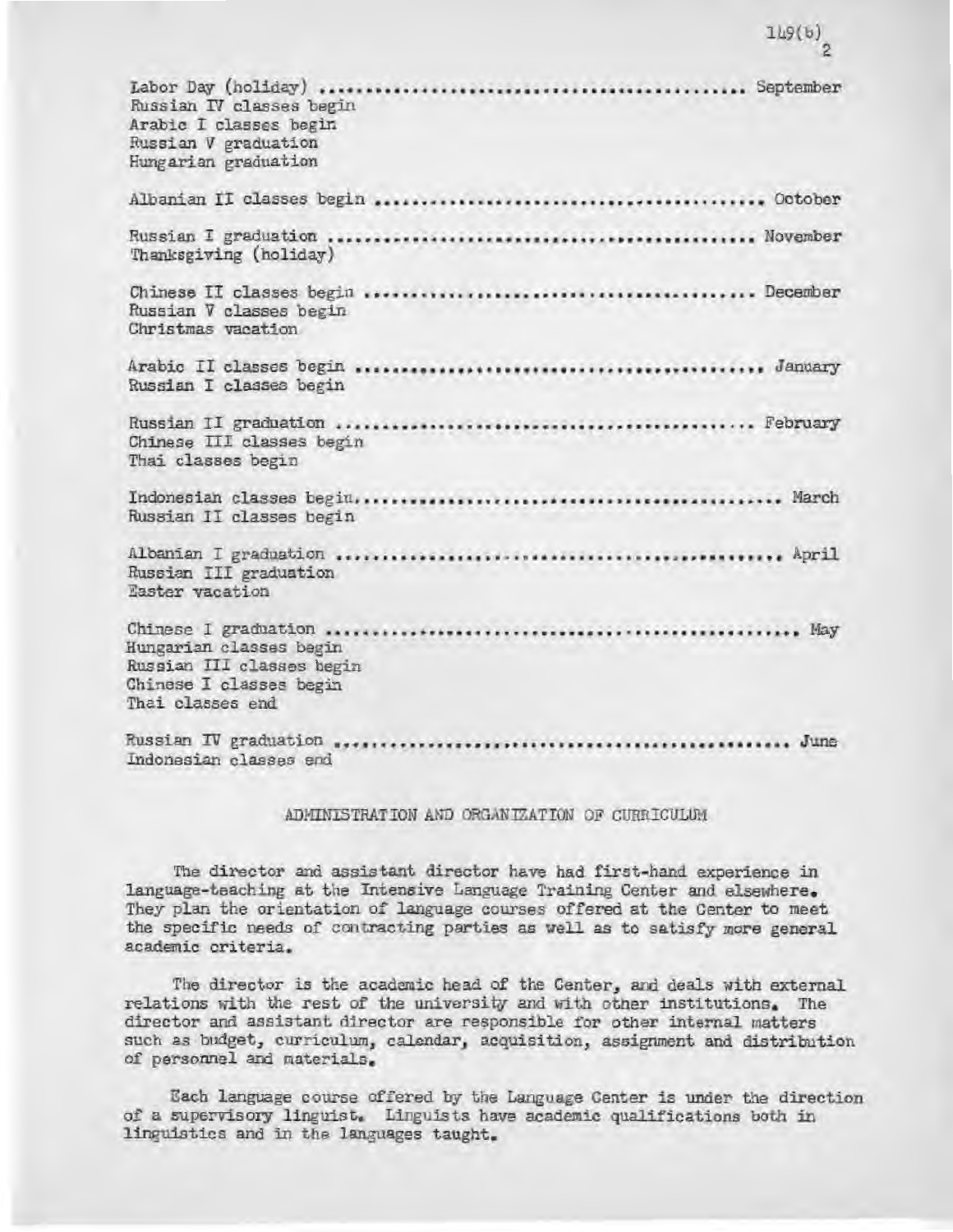Labor Day (holiday) ............................................. September
Russian IV classes begin
Arabic I classes begin
Russian V graduation
Hungarian graduation

Albanian II classes begin ........................................ October

Russian I graduation ............................................. November
Thanksgiving (holiday)

Chinese II classes begin ......................................... December
Russian V classes begin
Christmas vacation

Arabic II classes begin .......................................... January
Russian I classes begin

Russian II graduation ............................................ February
Chinese III classes begin
Thai classes begin

Indonesian classes begin.......................................... March
Russian II classes begin

Albanian I graduation ............................................ April
Russian III graduation
Easter vacation

Chinese I graduation ............................................. May
Hungarian classes begin
Russian III classes begin
Chinese I classes begin
Thai classes end

Russian IV graduation ............................................ June
Indonesian classes end

## ADMINISTRATION AND ORGANIZATION OF CURRICULUM

The director and assistant director have had first-hand experience in language-teaching at the Intensive Language Training Center and elsewhere. They plan the orientation of language courses offered at the Center to meet the specific needs of contracting parties as well as to satisfy more general academic criteria.

The director is the academic head of the Center, and deals with external relations with the rest of the university and with other institutions. The director and assistant director are responsible for other internal matters such as budget, curriculum, calendar, acquisition, assignment and distribution of personnel and materials.

Each language course offered by the Language Center is under the direction of a supervisory linguist. Linguists have academic qualifications both in linguistics and in the languages taught.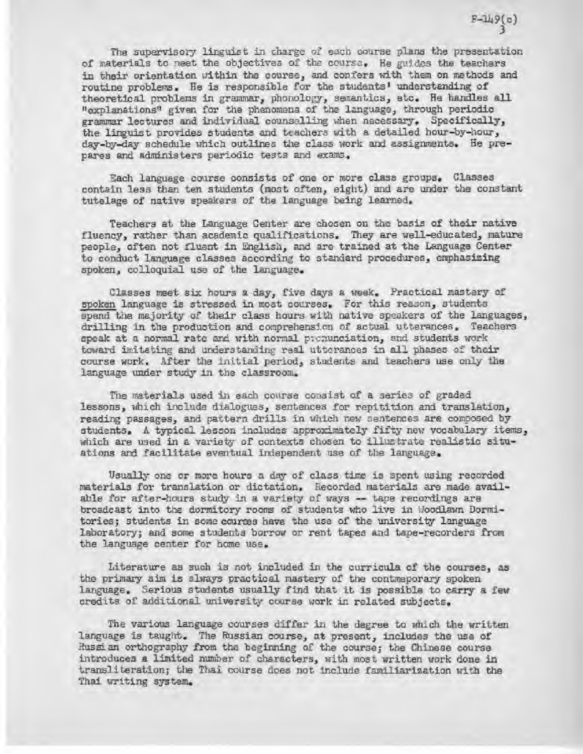The supervisory linguist in charge of each course plans the presentation of materials to meet the objectives of the course. He guides the teachers in their orientation within the course, and confers with them on methods and routine problems. He is responsible for the students' understanding of theoretical problems in grammar, phonology, semantics, etc. He handles all "explanations" given for the phenomena of the language, through periodic grammar lectures and individual counselling when necessary. Specifically, the linguist provides students and teachers with a detailed hour-by-hour, day-by-day schedule which outlines the class work and assignments. He prepares and administers periodic tests and exams.

Each language course consists of one or more class groups. Classes contain less than ten students (most often, eight) and are under the constant tutelage of native speakers of the language being learned.

Teachers at the Language Center are chosen on the basis of their native fluency, rather than academic qualifications. They are well-educated, mature people, often not fluent in English, and are trained at the Language Center to conduct language classes according to standard procedures, emphasizing spoken, colloquial use of the language.

Classes meet six hours a day, five days a week. Practical mastery of <u>spoken</u> language is stressed in most courses. For this reason, students spend the majority of their class hours with native speakers of the languages, drilling in the production and comprehension of actual utterances. Teachers speak at a normal rate and with normal pronunciation, and students work toward imitating and understanding real utterances in all phases of their course work. After the initial period, students and teachers use only the language under study in the classroom.

The materials used in each course consist of a series of graded lessons, which include dialogues, sentences for repitition and translation, reading passages, and pattern drills in which new sentences are composed by students. A typical lesson includes approximately fifty new vocabulary items, which are used in a variety of contexts chosen to illustrate realistic situations and facilitate eventual independent use of the language.

Usually one or more hours a day of class time is spent using recorded materials for translation or dictation. Recorded materials are made available for after-hours study in a variety of ways -- tape recordings are broadcast into the dormitory rooms of students who live in Woodlawn Dormitories; students in some courses have the use of the university language laboratory; and some students borrow or rent tapes and tape-recorders from the language center for home use.

Literature as such is not included in the curricula of the courses, as the primary aim is always practical mastery of the contmeporary spoken language. Serious students usually find that it is possible to carry a few credits of additional university course work in related subjects.

The various language courses differ in the degree to which the written language is taught. The Russian course, at present, includes the use of Russian orthography from the beginning of the course; the Chinese course introduces a limited number of characters, with most written work done in transliteration; the Thai course does not include familiarization with the Thai writing system.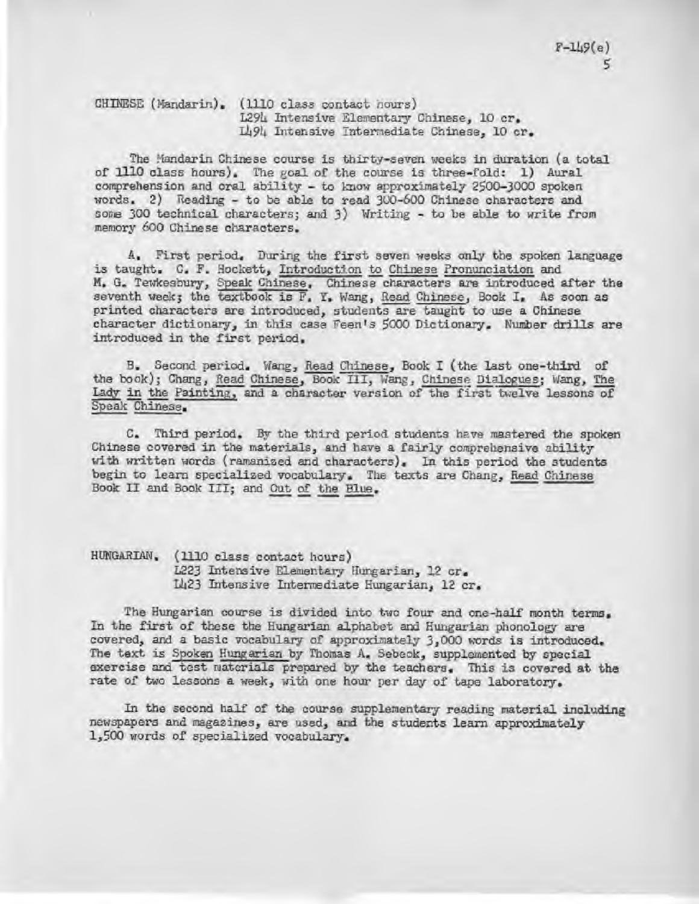CHINESE (Mandarin). (1110 class contact hours)
L294 Intensive Elementary Chinese, 10 cr.
L494 Intensive Intermediate Chinese, 10 cr.

The Mandarin Chinese course is thirty-seven weeks in duration (a total of 1110 class hours). The goal of the course is three-fold: 1) Aural comprehension and oral ability - to know approximately 2500-3000 spoken words. 2) Reading - to be able to read 300-600 Chinese characters and some 300 technical characters; and 3) Writing - to be able to write from memory 600 Chinese characters.

A. First period. During the first seven weeks only the spoken language is taught. C. F. Hockett, Introduction to Chinese Pronunciation and M. G. Tewkesbury, Speak Chinese. Chinese characters are introduced after the seventh week; the textbook is F. Y. Wang, Read Chinese, Book I. As soon as printed characters are introduced, students are taught to use a Chinese character dictionary, in this case Fenn's 5000 Dictionary. Number drills are introduced in the first period.

B. Second period. Wang, Read Chinese, Book I (the last one-third of the book); Chang, Read Chinese, Book III, Wang, Chinese Dialogues; Wang, The Lady in the Painting, and a character version of the first twelve lessons of Speak Chinese.

C. Third period. By the third period students have mastered the spoken Chinese covered in the materials, and have a fairly comprehensive ability with written words (ramanized and characters). In this period the students begin to learn specialized vocabulary. The texts are Chang, Read Chinese Book II and Book III; and Out of the Blue.

HUNGARIAN. (1110 class contact hours)
L223 Intensive Elementary Hungarian, 12 cr.
L423 Intensive Intermediate Hungarian, 12 cr.

The Hungarian course is divided into two four and one-half month terms. In the first of these the Hungarian alphabet and Hungarian phonology are covered, and a basic vocabulary of approximately 3,000 words is introduced. The text is Spoken Hungarian by Thomas A. Sebeok, supplemented by special exercise and test materials prepared by the teachers. This is covered at the rate of two lessons a week, with one hour per day of tape laboratory.

In the second half of the course supplementary reading material including newspapers and magazines, are used, and the students learn approximately 1,500 words of specialized vocabulary.